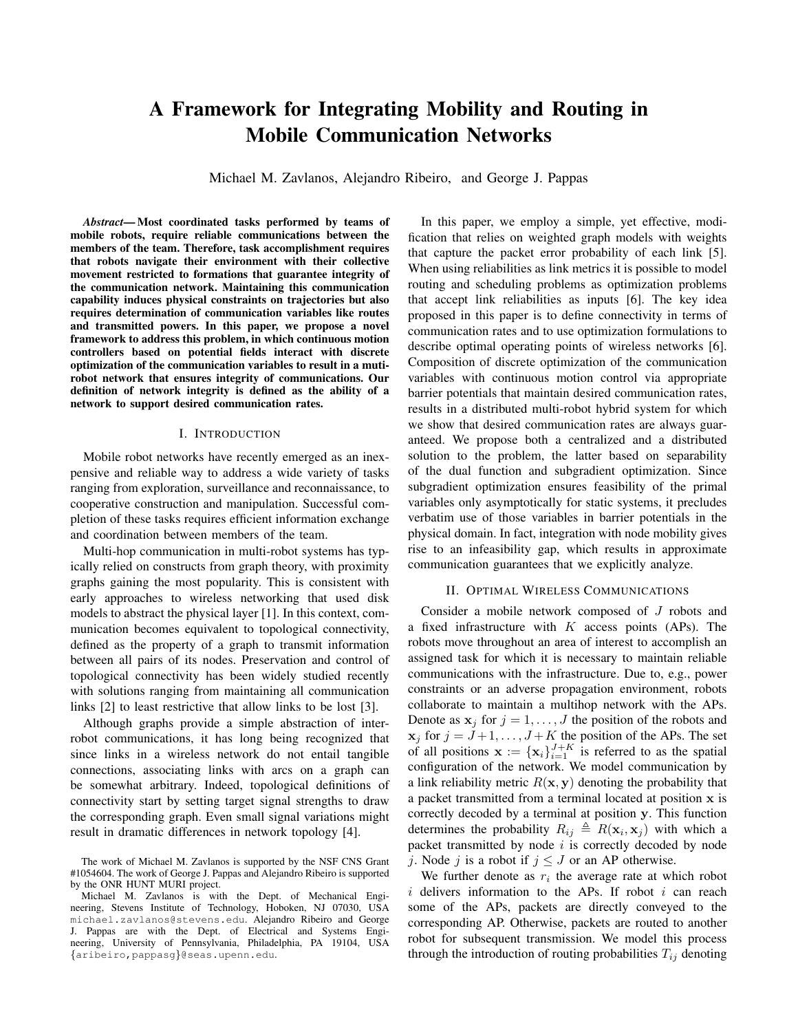# A Framework for Integrating Mobility and Routing in Mobile Communication Networks

Michael M. Zavlanos, Alejandro Ribeiro, and George J. Pappas

***Abstract*— Most coordinated tasks performed by teams of mobile robots, require reliable communications between the members of the team. Therefore, task accomplishment requires that robots navigate their environment with their collective movement restricted to formations that guarantee integrity of the communication network. Maintaining this communication capability induces physical constraints on trajectories but also requires determination of communication variables like routes and transmitted powers. In this paper, we propose a novel framework to address this problem, in which continuous motion controllers based on potential fields interact with discrete optimization of the communication variables to result in a muti-robot network that ensures integrity of communications. Our definition of network integrity is defined as the ability of a network to support desired communication rates.**

## I. Introduction

Mobile robot networks have recently emerged as an inexpensive and reliable way to address a wide variety of tasks ranging from exploration, surveillance and reconnaissance, to cooperative construction and manipulation. Successful completion of these tasks requires efficient information exchange and coordination between members of the team.

Multi-hop communication in multi-robot systems has typically relied on constructs from graph theory, with proximity graphs gaining the most popularity. This is consistent with early approaches to wireless networking that used disk models to abstract the physical layer [1]. In this context, communication becomes equivalent to topological connectivity, defined as the property of a graph to transmit information between all pairs of its nodes. Preservation and control of topological connectivity has been widely studied recently with solutions ranging from maintaining all communication links [2] to least restrictive that allow links to be lost [3].

Although graphs provide a simple abstraction of inter-robot communications, it has long being recognized that since links in a wireless network do not entail tangible connections, associating links with arcs on a graph can be somewhat arbitrary. Indeed, topological definitions of connectivity start by setting target signal strengths to draw the corresponding graph. Even small signal variations might result in dramatic differences in network topology [4].

In this paper, we employ a simple, yet effective, modification that relies on weighted graph models with weights that capture the packet error probability of each link [5]. When using reliabilities as link metrics it is possible to model routing and scheduling problems as optimization problems that accept link reliabilities as inputs [6]. The key idea proposed in this paper is to define connectivity in terms of communication rates and to use optimization formulations to describe optimal operating points of wireless networks [6]. Composition of discrete optimization of the communication variables with continuous motion control via appropriate barrier potentials that maintain desired communication rates, results in a distributed multi-robot hybrid system for which we show that desired communication rates are always guaranteed. We propose both a centralized and a distributed solution to the problem, the latter based on separability of the dual function and subgradient optimization. Since subgradient optimization ensures feasibility of the primal variables only asymptotically for static systems, it precludes verbatim use of those variables in barrier potentials in the physical domain. In fact, integration with node mobility gives rise to an infeasibility gap, which results in approximate communication guarantees that we explicitly analyze.

## II. Optimal Wireless Communications

Consider a mobile network composed of $J$ robots and a fixed infrastructure with $K$ access points (APs). The robots move throughout an area of interest to accomplish an assigned task for which it is necessary to maintain reliable communications with the infrastructure. Due to, e.g., power constraints or an adverse propagation environment, robots collaborate to maintain a multihop network with the APs. Denote as $\mathbf{x}_j$ for $j = 1, \ldots, J$ the position of the robots and $\mathbf{x}_j$ for $j = J+1, \ldots, J+K$ the position of the APs. The set of all positions $\mathbf{x} := \{\mathbf{x}_i\}_{i=1}^{J+K}$ is referred to as the spatial configuration of the network. We model communication by a link reliability metric $R(\mathbf{x}, \mathbf{y})$ denoting the probability that a packet transmitted from a terminal located at position $\mathbf{x}$ is correctly decoded by a terminal at position $\mathbf{y}$. This function determines the probability $R_{ij} \triangleq R(\mathbf{x}_i, \mathbf{x}_j)$ with which a packet transmitted by node $i$ is correctly decoded by node $j$. Node $j$ is a robot if $j \leq J$ or an AP otherwise.

We further denote as $r_i$ the average rate at which robot $i$ delivers information to the APs. If robot $i$ can reach some of the APs, packets are directly conveyed to the corresponding AP. Otherwise, packets are routed to another robot for subsequent transmission. We model this process through the introduction of routing probabilities $T_{ij}$ denoting

The work of Michael M. Zavlanos is supported by the NSF CNS Grant #1054604. The work of George J. Pappas and Alejandro Ribeiro is supported by the ONR HUNT MURI project.

Michael M. Zavlanos is with the Dept. of Mechanical Engineering, Stevens Institute of Technology, Hoboken, NJ 07030, USA michael.zavlanos@stevens.edu. Alejandro Ribeiro and George J. Pappas are with the Dept. of Electrical and Systems Engineering, University of Pennsylvania, Philadelphia, PA 19104, USA {aribeiro,pappasg}@seas.upenn.edu.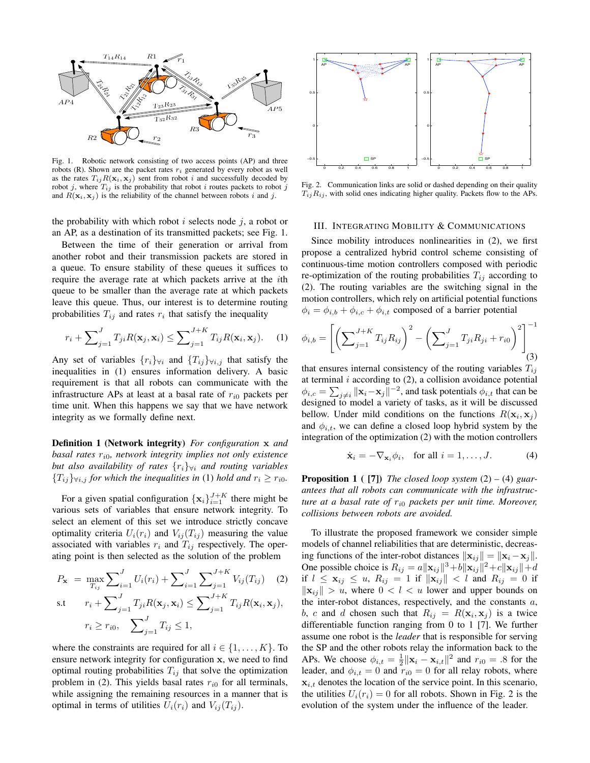Fig. 1. Robotic network consisting of two access points (AP) and three robots (R). Shown are the packet rates $r_i$ generated by every robot as well as the rates $T_{ij}R(\mathbf{x}_i, \mathbf{x}_j)$ sent from robot $i$ and successfully decoded by robot $j$, where $T_{ij}$ is the probability that robot $i$ routes packets to robot $j$ and $R(\mathbf{x}_i, \mathbf{x}_j)$ is the reliability of the channel between robots $i$ and $j$.

the probability with which robot $i$ selects node $j$, a robot or an AP, as a destination of its transmitted packets; see Fig. 1.

Between the time of their generation or arrival from another robot and their transmission packets are stored in a queue. To ensure stability of these queues it suffices to require the average rate at which packets arrive at the $i$th queue to be smaller than the average rate at which packets leave this queue. Thus, our interest is to determine routing probabilities $T_{ij}$ and rates $r_i$ that satisfy the inequality

$$r_i + \sum_{j=1}^{J} T_{ji}R(\mathbf{x}_j, \mathbf{x}_i) \leq \sum_{j=1}^{J+K} T_{ij}R(\mathbf{x}_i, \mathbf{x}_j). \quad (1)$$

Any set of variables $\{r_i\}_{\forall i}$ and $\{T_{ij}\}_{\forall i,j}$ that satisfy the inequalities in (1) ensures information delivery. A basic requirement is that all robots can communicate with the infrastructure APs at least at a basal rate of $r_{i0}$ packets per time unit. When this happens we say that we have network integrity as we formally define next.

**Definition 1 (Network integrity)** *For configuration* $\mathbf{x}$ *and basal rates* $r_{i0}$*, network integrity implies not only existence but also availability of rates* $\{r_i\}_{\forall i}$ *and routing variables* $\{T_{ij}\}_{\forall i,j}$ *for which the inequalities in* (1) *hold and* $r_i \geq r_{i0}$.

For a given spatial configuration $\{\mathbf{x}_i\}_{i=1}^{J+K}$ there might be various sets of variables that ensure network integrity. To select an element of this set we introduce strictly concave optimality criteria $U_i(r_i)$ and $V_{ij}(T_{ij})$ measuring the value associated with variables $r_i$ and $T_{ij}$ respectively. The operating point is then selected as the solution of the problem

$$\begin{aligned} P_{\mathbf{x}} \ &= \ \max_{T_{ij}} \sum_{i=1}^{J} U_i(r_i) + \sum_{i=1}^{J}\sum_{j=1}^{J+K} V_{ij}(T_{ij}) \quad (2)\\ \text{s.t} \quad & r_i + \sum_{j=1}^{J} T_{ji}R(\mathbf{x}_j, \mathbf{x}_i) \leq \sum_{j=1}^{J+K} T_{ij}R(\mathbf{x}_i, \mathbf{x}_j),\\ & r_i \geq r_{i0}, \quad \sum_{j=1}^{J} T_{ij} \leq 1, \end{aligned}$$

where the constraints are required for all $i \in \{1, \ldots, K\}$. To ensure network integrity for configuration $\mathbf{x}$, we need to find optimal routing probabilities $T_{ij}$ that solve the optimization problem in (2). This yields basal rates $r_{i0}$ for all terminals, while assigning the remaining resources in a manner that is optimal in terms of utilities $U_i(r_i)$ and $V_{ij}(T_{ij})$.

Fig. 2. Communication links are solid or dashed depending on their quality $T_{ij}R_{ij}$, with solid ones indicating higher quality. Packets flow to the APs.

## III. Integrating Mobility & Communications

Since mobility introduces nonlinearities in (2), we first propose a centralized hybrid control scheme consisting of continuous-time motion controllers composed with periodic re-optimization of the routing probabilities $T_{ij}$ according to (2). The routing variables are the switching signal in the motion controllers, which rely on artificial potential functions $\phi_i = \phi_{i,b} + \phi_{i,c} + \phi_{i,t}$ composed of a barrier potential

$$\phi_{i,b} = \left[ \left( \sum_{j=1}^{J+K} T_{ij}R_{ij} \right)^2 - \left( \sum_{j=1}^{J} T_{ji}R_{ji} + r_{i0} \right)^2 \right]^{-1} \quad (3)$$

that ensures internal consistency of the routing variables $T_{ij}$ at terminal $i$ according to (2), a collision avoidance potential $\phi_{i,c} = \sum_{j \neq i} \|\mathbf{x}_i - \mathbf{x}_j\|^{-2}$, and task potentials $\phi_{i,t}$ that can be designed to model a variety of tasks, as it will be discussed bellow. Under mild conditions on the functions $R(\mathbf{x}_i, \mathbf{x}_j)$ and $\phi_{i,t}$, we can define a closed loop hybrid system by the integration of the optimization (2) with the motion controllers

$$\dot{\mathbf{x}}_i = -\nabla_{\mathbf{x}_i} \phi_i, \quad \text{for all } i = 1, \ldots, J. \quad (4)$$

**Proposition 1 ( [7])** *The closed loop system* (2) – (4) *guarantees that all robots can communicate with the infrastructure at a basal rate of* $r_{i0}$ *packets per unit time. Moreover, collisions between robots are avoided.*

To illustrate the proposed framework we consider simple models of channel reliabilities that are deterministic, decreasing functions of the inter-robot distances $\|\mathbf{x}_{ij}\| = \|\mathbf{x}_i - \mathbf{x}_j\|$. One possible choice is $R_{ij} = a\|\mathbf{x}_{ij}\|^3 + b\|\mathbf{x}_{ij}\|^2 + c\|\mathbf{x}_{ij}\| + d$ if $l \leq \mathbf{x}_{ij} \leq u$, $R_{ij} = 1$ if $\|\mathbf{x}_{ij}\| < l$ and $R_{ij} = 0$ if $\|\mathbf{x}_{ij}\| > u$, where $0 < l < u$ lower and upper bounds on the inter-robot distances, respectively, and the constants $a$, $b$, $c$ and $d$ chosen such that $R_{ij} = R(\mathbf{x}_i, \mathbf{x}_j)$ is a twice differentiable function ranging from 0 to 1 [7]. We further assume one robot is the *leader* that is responsible for serving the SP and the other robots relay the information back to the APs. We choose $\phi_{i,t} = \frac{1}{2}\|\mathbf{x}_i - \mathbf{x}_{i,t}\|^2$ and $r_{i0} = .8$ for the leader, and $\phi_{i,t} = 0$ and $r_{i0} = 0$ for all relay robots, where $\mathbf{x}_{i,t}$ denotes the location of the service point. In this scenario, the utilities $U_i(r_i) = 0$ for all robots. Shown in Fig. 2 is the evolution of the system under the influence of the leader.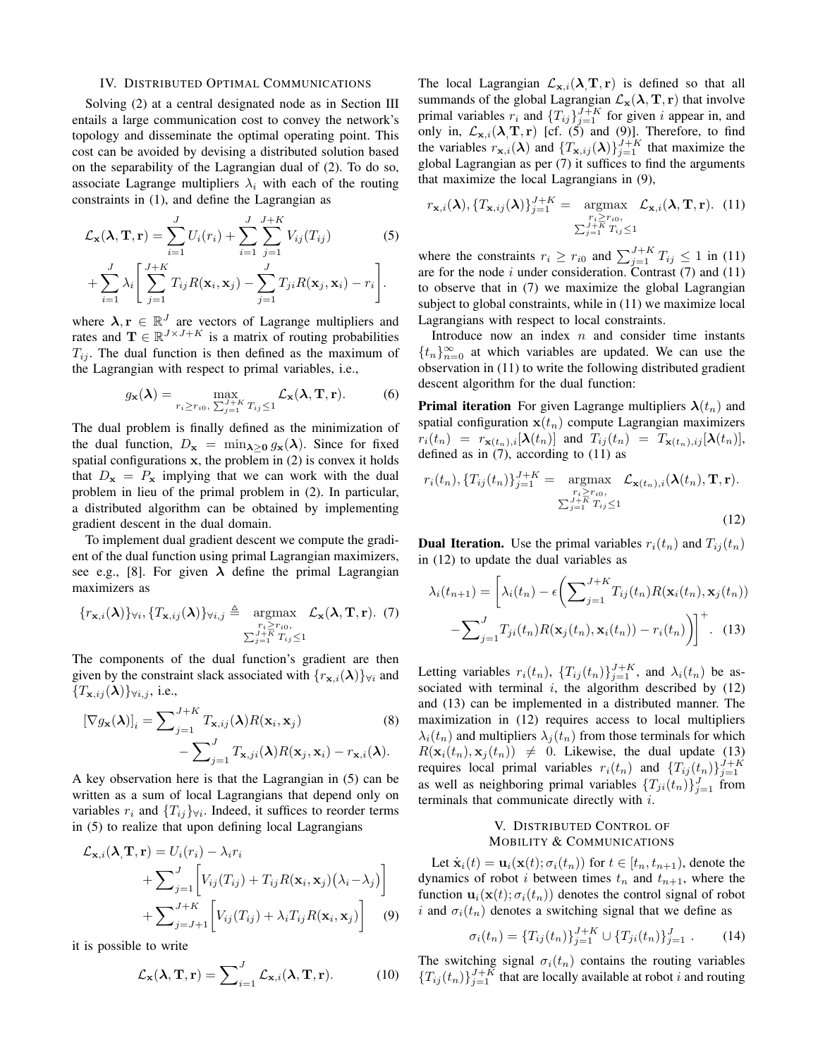## IV. Distributed Optimal Communications

Solving (2) at a central designated node as in Section III entails a large communication cost to convey the network's topology and disseminate the optimal operating point. This cost can be avoided by devising a distributed solution based on the separability of the Lagrangian dual of (2). To do so, associate Lagrange multipliers $\lambda_i$ with each of the routing constraints in (1), and define the Lagrangian as

$$\mathcal{L}_{\mathbf{x}}(\boldsymbol{\lambda}, \mathbf{T}, \mathbf{r}) = \sum_{i=1}^{J} U_i(r_i) + \sum_{i=1}^{J} \sum_{j=1}^{J+K} V_{ij}(T_{ij}) \tag{5}$$
$$+ \sum_{i=1}^{J} \lambda_i \left[ \sum_{j=1}^{J+K} T_{ij} R(\mathbf{x}_i, \mathbf{x}_j) - \sum_{j=1}^{J} T_{ji} R(\mathbf{x}_j, \mathbf{x}_i) - r_i \right].$$

where $\boldsymbol{\lambda}, \mathbf{r} \in \mathbb{R}^J$ are vectors of Lagrange multipliers and rates and $\mathbf{T} \in \mathbb{R}^{J \times J+K}$ is a matrix of routing probabilities $T_{ij}$. The dual function is then defined as the maximum of the Lagrangian with respect to primal variables, i.e.,

$$g_{\mathbf{x}}(\boldsymbol{\lambda}) = \max_{r_i \geq r_{i0},\, \sum_{j=1}^{J+K} T_{ij} \leq 1} \mathcal{L}_{\mathbf{x}}(\boldsymbol{\lambda}, \mathbf{T}, \mathbf{r}). \tag{6}$$

The dual problem is finally defined as the minimization of the dual function, $D_{\mathbf{x}} = \min_{\boldsymbol{\lambda} \geq 0} g_{\mathbf{x}}(\boldsymbol{\lambda})$. Since for fixed spatial configurations $\mathbf{x}$, the problem in (2) is convex it holds that $D_{\mathbf{x}} = P_{\mathbf{x}}$ implying that we can work with the dual problem in lieu of the primal problem in (2). In particular, a distributed algorithm can be obtained by implementing gradient descent in the dual domain.

To implement dual gradient descent we compute the gradient of the dual function using primal Lagrangian maximizers, see e.g., [8]. For given $\boldsymbol{\lambda}$ define the primal Lagrangian maximizers as

$$\{r_{\mathbf{x},i}(\boldsymbol{\lambda})\}_{\forall i}, \{T_{\mathbf{x},ij}(\boldsymbol{\lambda})\}_{\forall i,j} \triangleq \underset{\substack{r_i \geq r_{i0}, \\ \sum_{j=1}^{J+K} T_{ij} \leq 1}}{\operatorname{argmax}} \mathcal{L}_{\mathbf{x}}(\boldsymbol{\lambda}, \mathbf{T}, \mathbf{r}). \tag{7}$$

The components of the dual function's gradient are then given by the constraint slack associated with $\{r_{\mathbf{x},i}(\boldsymbol{\lambda})\}_{\forall i}$ and $\{T_{\mathbf{x},ij}(\boldsymbol{\lambda})\}_{\forall i,j}$, i.e.,

$$\left[\nabla g_{\mathbf{x}}(\boldsymbol{\lambda})\right]_i = \sum_{j=1}^{J+K} T_{\mathbf{x},ij}(\boldsymbol{\lambda}) R(\mathbf{x}_i, \mathbf{x}_j) \tag{8}$$
$$- \sum_{j=1}^{J} T_{\mathbf{x},ji}(\boldsymbol{\lambda}) R(\mathbf{x}_j, \mathbf{x}_i) - r_{\mathbf{x},i}(\boldsymbol{\lambda}).$$

A key observation here is that the Lagrangian in (5) can be written as a sum of local Lagrangians that depend only on variables $r_i$ and $\{T_{ij}\}_{\forall i}$. Indeed, it suffices to reorder terms in (5) to realize that upon defining local Lagrangians

$$\mathcal{L}_{\mathbf{x},i}(\boldsymbol{\lambda}, \mathbf{T}, \mathbf{r}) = U_i(r_i) - \lambda_i r_i$$
$$+ \sum_{j=1}^{J} \left[ V_{ij}(T_{ij}) + T_{ij} R(\mathbf{x}_i, \mathbf{x}_j) \big(\lambda_i - \lambda_j\big) \right]$$
$$+ \sum_{j=J+1}^{J+K} \left[ V_{ij}(T_{ij}) + \lambda_i T_{ij} R(\mathbf{x}_i, \mathbf{x}_j) \right] \tag{9}$$

it is possible to write

$$\mathcal{L}_{\mathbf{x}}(\boldsymbol{\lambda}, \mathbf{T}, \mathbf{r}) = \sum_{i=1}^{J} \mathcal{L}_{\mathbf{x},i}(\boldsymbol{\lambda}, \mathbf{T}, \mathbf{r}). \tag{10}$$

The local Lagrangian $\mathcal{L}_{\mathbf{x},i}(\boldsymbol{\lambda}, \mathbf{T}, \mathbf{r})$ is defined so that all summands of the global Lagrangian $\mathcal{L}_{\mathbf{x}}(\boldsymbol{\lambda}, \mathbf{T}, \mathbf{r})$ that involve primal variables $r_i$ and $\{T_{ij}\}_{j=1}^{J+K}$ for given $i$ appear in, and only in, $\mathcal{L}_{\mathbf{x},i}(\boldsymbol{\lambda}, \mathbf{T}, \mathbf{r})$ [cf. (5) and (9)]. Therefore, to find the variables $r_{\mathbf{x},i}(\boldsymbol{\lambda})$ and $\{T_{\mathbf{x},ij}(\boldsymbol{\lambda})\}_{j=1}^{J+K}$ that maximize the global Lagrangian as per (7) it suffices to find the arguments that maximize the local Lagrangians in (9),

$$r_{\mathbf{x},i}(\boldsymbol{\lambda}), \{T_{\mathbf{x},ij}(\boldsymbol{\lambda})\}_{j=1}^{J+K} = \underset{\substack{r_i \geq r_{i0}, \\ \sum_{j=1}^{J+K} T_{ij} \leq 1}}{\operatorname{argmax}} \mathcal{L}_{\mathbf{x},i}(\boldsymbol{\lambda}, \mathbf{T}, \mathbf{r}). \tag{11}$$

where the constraints $r_i \geq r_{i0}$ and $\sum_{j=1}^{J+K} T_{ij} \leq 1$ in (11) are for the node $i$ under consideration. Contrast (7) and (11) to observe that in (7) we maximize the global Lagrangian subject to global constraints, while in (11) we maximize local Lagrangians with respect to local constraints.

Introduce now an index $n$ and consider time instants $\{t_n\}_{n=0}^{\infty}$ at which variables are updated. We can use the observation in (11) to write the following distributed gradient descent algorithm for the dual function:

**Primal iteration** For given Lagrange multipliers $\boldsymbol{\lambda}(t_n)$ and spatial configuration $\mathbf{x}(t_n)$ compute Lagrangian maximizers $r_i(t_n) = r_{\mathbf{x}(t_n),i}[\boldsymbol{\lambda}(t_n)]$ and $T_{ij}(t_n) = T_{\mathbf{x}(t_n),ij}[\boldsymbol{\lambda}(t_n)]$, defined as in (7), according to (11) as

$$r_i(t_n), \{T_{ij}(t_n)\}_{j=1}^{J+K} = \underset{\substack{r_i \geq r_{i0}, \\ \sum_{j=1}^{J+K} T_{ij} \leq 1}}{\operatorname{argmax}} \mathcal{L}_{\mathbf{x}(t_n),i}(\boldsymbol{\lambda}(t_n), \mathbf{T}, \mathbf{r}). \tag{12}$$

**Dual Iteration.** Use the primal variables $r_i(t_n)$ and $T_{ij}(t_n)$ in (12) to update the dual variables as

$$\lambda_i(t_{n+1}) = \Bigg[ \lambda_i(t_n) - \epsilon \bigg( \sum_{j=1}^{J+K} T_{ij}(t_n) R(\mathbf{x}_i(t_n), \mathbf{x}_j(t_n))$$
$$- \sum_{j=1}^{J} T_{ji}(t_n) R(\mathbf{x}_j(t_n), \mathbf{x}_i(t_n)) - r_i(t_n) \bigg) \Bigg]^+. \tag{13}$$

Letting variables $r_i(t_n)$, $\{T_{ij}(t_n)\}_{j=1}^{J+K}$, and $\lambda_i(t_n)$ be associated with terminal $i$, the algorithm described by (12) and (13) can be implemented in a distributed manner. The maximization in (12) requires access to local multipliers $\lambda_i(t_n)$ and multipliers $\lambda_j(t_n)$ from those terminals for which $R(\mathbf{x}_i(t_n), \mathbf{x}_j(t_n)) \neq 0$. Likewise, the dual update (13) requires local primal variables $r_i(t_n)$ and $\{T_{ij}(t_n)\}_{j=1}^{J+K}$ as well as neighboring primal variables $\{T_{ji}(t_n)\}_{j=1}^{J}$ from terminals that communicate directly with $i$.

## V. Distributed Control of Mobility & Communications

Let $\dot{\mathbf{x}}_i(t) = \mathbf{u}_i(\mathbf{x}(t); \sigma_i(t_n))$ for $t \in [t_n, t_{n+1})$, denote the dynamics of robot $i$ between times $t_n$ and $t_{n+1}$, where the function $\mathbf{u}_i(\mathbf{x}(t); \sigma_i(t_n))$ denotes the control signal of robot $i$ and $\sigma_i(t_n)$ denotes a switching signal that we define as

$$\sigma_i(t_n) = \{T_{ij}(t_n)\}_{j=1}^{J+K} \cup \{T_{ji}(t_n)\}_{j=1}^{J}. \tag{14}$$

The switching signal $\sigma_i(t_n)$ contains the routing variables $\{T_{ij}(t_n)\}_{j=1}^{J+K}$ that are locally available at robot $i$ and routing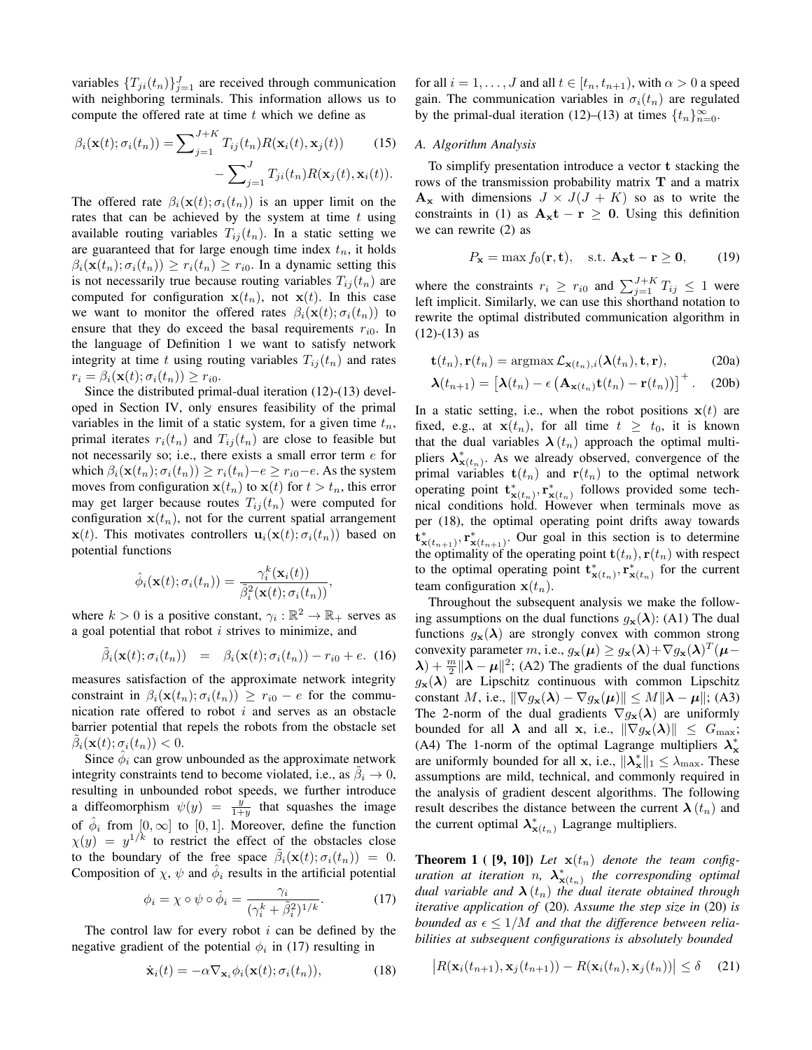variables $\{T_{ji}(t_n)\}_{j=1}^{J}$ are received through communication with neighboring terminals. This information allows us to compute the offered rate at time $t$ which we define as

$$\beta_i(\mathbf{x}(t);\sigma_i(t_n)) = \sum_{j=1}^{J+K} T_{ij}(t_n)R(\mathbf{x}_i(t),\mathbf{x}_j(t)) \qquad (15)$$
$$- \sum_{j=1}^{J} T_{ji}(t_n)R(\mathbf{x}_j(t),\mathbf{x}_i(t)).$$

The offered rate $\beta_i(\mathbf{x}(t);\sigma_i(t_n))$ is an upper limit on the rates that can be achieved by the system at time $t$ using available routing variables $T_{ij}(t_n)$. In a static setting we are guaranteed that for large enough time index $t_n$, it holds $\beta_i(\mathbf{x}(t_n);\sigma_i(t_n)) \geq r_i(t_n) \geq r_{i0}$. In a dynamic setting this is not necessarily true because routing variables $T_{ij}(t_n)$ are computed for configuration $\mathbf{x}(t_n)$, not $\mathbf{x}(t)$. In this case we want to monitor the offered rates $\beta_i(\mathbf{x}(t);\sigma_i(t_n))$ to ensure that they do exceed the basal requirements $r_{i0}$. In the language of Definition 1 we want to satisfy network integrity at time $t$ using routing variables $T_{ij}(t_n)$ and rates $r_i = \beta_i(\mathbf{x}(t);\sigma_i(t_n)) \geq r_{i0}$.

Since the distributed primal-dual iteration (12)-(13) developed in Section IV, only ensures feasibility of the primal variables in the limit of a static system, for a given time $t_n$, primal iterates $r_i(t_n)$ and $T_{ij}(t_n)$ are close to feasible but not necessarily so; i.e., there exists a small error term $e$ for which $\beta_i(\mathbf{x}(t_n);\sigma_i(t_n)) \geq r_i(t_n) - e \geq r_{i0} - e$. As the system moves from configuration $\mathbf{x}(t_n)$ to $\mathbf{x}(t)$ for $t > t_n$, this error may get larger because routes $T_{ij}(t_n)$ were computed for configuration $\mathbf{x}(t_n)$, not for the current spatial arrangement $\mathbf{x}(t)$. This motivates controllers $\mathbf{u}_i(\mathbf{x}(t);\sigma_i(t_n))$ based on potential functions

$$\hat{\phi}_i(\mathbf{x}(t);\sigma_i(t_n)) = \frac{\gamma_i^k(\mathbf{x}_i(t))}{\tilde{\beta}_i^2(\mathbf{x}(t);\sigma_i(t_n))},$$

where $k > 0$ is a positive constant, $\gamma_i : \mathbb{R}^2 \to \mathbb{R}_+$ serves as a goal potential that robot $i$ strives to minimize, and

$$\tilde{\beta}_i(\mathbf{x}(t);\sigma_i(t_n)) \;\; = \;\; \beta_i(\mathbf{x}(t);\sigma_i(t_n)) - r_{i0} + e. \quad (16)$$

measures satisfaction of the approximate network integrity constraint in $\beta_i(\mathbf{x}(t_n);\sigma_i(t_n)) \geq r_{i0} - e$ for the communication rate offered to robot $i$ and serves as an obstacle barrier potential that repels the robots from the obstacle set $\tilde{\beta}_i(\mathbf{x}(t);\sigma_i(t_n)) < 0$.

Since $\hat{\phi}_i$ can grow unbounded as the approximate network integrity constraints tend to become violated, i.e., as $\tilde{\beta}_i \to 0$, resulting in unbounded robot speeds, we further introduce a diffeomorphism $\psi(y) = \frac{y}{1+y}$ that squashes the image of $\hat{\phi}_i$ from $[0,\infty]$ to $[0,1]$. Moreover, define the function $\chi(y) = y^{1/k}$ to restrict the effect of the obstacles close to the boundary of the free space $\tilde{\beta}_i(\mathbf{x}(t);\sigma_i(t_n)) = 0$. Composition of $\chi$, $\psi$ and $\hat{\phi}_i$ results in the artificial potential

$$\phi_i = \chi \circ \psi \circ \hat{\phi}_i = \frac{\gamma_i}{(\gamma_i^k + \tilde{\beta}_i^2)^{1/k}}. \quad (17)$$

The control law for every robot $i$ can be defined by the negative gradient of the potential $\phi_i$ in (17) resulting in

$$\dot{\mathbf{x}}_i(t) = -\alpha \nabla_{\mathbf{x}_i} \phi_i(\mathbf{x}(t);\sigma_i(t_n)), \quad (18)$$

for all $i = 1,\ldots,J$ and all $t \in [t_n, t_{n+1})$, with $\alpha > 0$ a speed gain. The communication variables in $\sigma_i(t_n)$ are regulated by the primal-dual iteration (12)–(13) at times $\{t_n\}_{n=0}^{\infty}$.

### A. Algorithm Analysis

To simplify presentation introduce a vector $\mathbf{t}$ stacking the rows of the transmission probability matrix $\mathbf{T}$ and a matrix $\mathbf{A}_\mathbf{x}$ with dimensions $J \times J(J+K)$ so as to write the constraints in (1) as $\mathbf{A}_\mathbf{x}\mathbf{t} - \mathbf{r} \geq \mathbf{0}$. Using this definition we can rewrite (2) as

$$P_\mathbf{x} = \max f_0(\mathbf{r},\mathbf{t}), \quad \text{s.t. } \mathbf{A}_\mathbf{x}\mathbf{t} - \mathbf{r} \geq \mathbf{0}, \quad (19)$$

where the constraints $r_i \geq r_{i0}$ and $\sum_{j=1}^{J+K} T_{ij} \leq 1$ were left implicit. Similarly, we can use this shorthand notation to rewrite the optimal distributed communication algorithm in (12)-(13) as

$$\mathbf{t}(t_n), \mathbf{r}(t_n) = \operatorname{argmax} \mathcal{L}_{\mathbf{x}(t_n),i}(\boldsymbol{\lambda}(t_n), \mathbf{t}, \mathbf{r}), \quad (20a)$$

$$\boldsymbol{\lambda}(t_{n+1}) = \left[\boldsymbol{\lambda}(t_n) - \epsilon\left(\mathbf{A}_{\mathbf{x}(t_n)}\mathbf{t}(t_n) - \mathbf{r}(t_n)\right)\right]^+. \quad (20b)$$

In a static setting, i.e., when the robot positions $\mathbf{x}(t)$ are fixed, e.g., at $\mathbf{x}(t_n)$, for all time $t \geq t_0$, it is known that the dual variables $\boldsymbol{\lambda}(t_n)$ approach the optimal multipliers $\boldsymbol{\lambda}^*_{\mathbf{x}(t_n)}$. As we already observed, convergence of the primal variables $\mathbf{t}(t_n)$ and $\mathbf{r}(t_n)$ to the optimal network operating point $\mathbf{t}^*_{\mathbf{x}(t_n)}, \mathbf{r}^*_{\mathbf{x}(t_n)}$ follows provided some technical conditions hold. However when terminals move as per (18), the optimal operating point drifts away towards $\mathbf{t}^*_{\mathbf{x}(t_{n+1})}, \mathbf{r}^*_{\mathbf{x}(t_{n+1})}$. Our goal in this section is to determine the optimality of the operating point $\mathbf{t}(t_n), \mathbf{r}(t_n)$ with respect to the optimal operating point $\mathbf{t}^*_{\mathbf{x}(t_n)}, \mathbf{r}^*_{\mathbf{x}(t_n)}$ for the current team configuration $\mathbf{x}(t_n)$.

Throughout the subsequent analysis we make the following assumptions on the dual functions $g_\mathbf{x}(\boldsymbol{\lambda})$: (A1) The dual functions $g_\mathbf{x}(\boldsymbol{\lambda})$ are strongly convex with common strong convexity parameter $m$, i.e., $g_\mathbf{x}(\boldsymbol{\mu}) \geq g_\mathbf{x}(\boldsymbol{\lambda}) + \nabla g_\mathbf{x}(\boldsymbol{\lambda})^T(\boldsymbol{\mu} - \boldsymbol{\lambda}) + \frac{m}{2}\|\boldsymbol{\lambda} - \boldsymbol{\mu}\|^2$; (A2) The gradients of the dual functions $g_\mathbf{x}(\boldsymbol{\lambda})$ are Lipschitz continuous with common Lipschitz constant $M$, i.e., $\|\nabla g_\mathbf{x}(\boldsymbol{\lambda}) - \nabla g_\mathbf{x}(\boldsymbol{\mu})\| \leq M\|\boldsymbol{\lambda} - \boldsymbol{\mu}\|$; (A3) The 2-norm of the dual gradients $\nabla g_\mathbf{x}(\boldsymbol{\lambda})$ are uniformly bounded for all $\boldsymbol{\lambda}$ and all $\mathbf{x}$, i.e., $\|\nabla g_\mathbf{x}(\boldsymbol{\lambda})\| \leq G_{\max}$; (A4) The 1-norm of the optimal Lagrange multipliers $\boldsymbol{\lambda}^*_\mathbf{x}$ are uniformly bounded for all $\mathbf{x}$, i.e., $\|\boldsymbol{\lambda}^*_\mathbf{x}\|_1 \leq \lambda_{\max}$. These assumptions are mild, technical, and commonly required in the analysis of gradient descent algorithms. The following result describes the distance between the current $\boldsymbol{\lambda}(t_n)$ and the current optimal $\boldsymbol{\lambda}^*_{\mathbf{x}(t_n)}$ Lagrange multipliers.

**Theorem 1 ( [9, 10])** *Let $\mathbf{x}(t_n)$ denote the team configuration at iteration $n$, $\boldsymbol{\lambda}^*_{\mathbf{x}(t_n)}$ the corresponding optimal dual variable and $\boldsymbol{\lambda}(t_n)$ the dual iterate obtained through iterative application of* (20)*. Assume the step size in* (20) *is bounded as $\epsilon \leq 1/M$ and that the difference between reliabilities at subsequent configurations is absolutely bounded*

$$\left|R(\mathbf{x}_i(t_{n+1}),\mathbf{x}_j(t_{n+1})) - R(\mathbf{x}_i(t_n),\mathbf{x}_j(t_n))\right| \leq \delta \quad (21)$$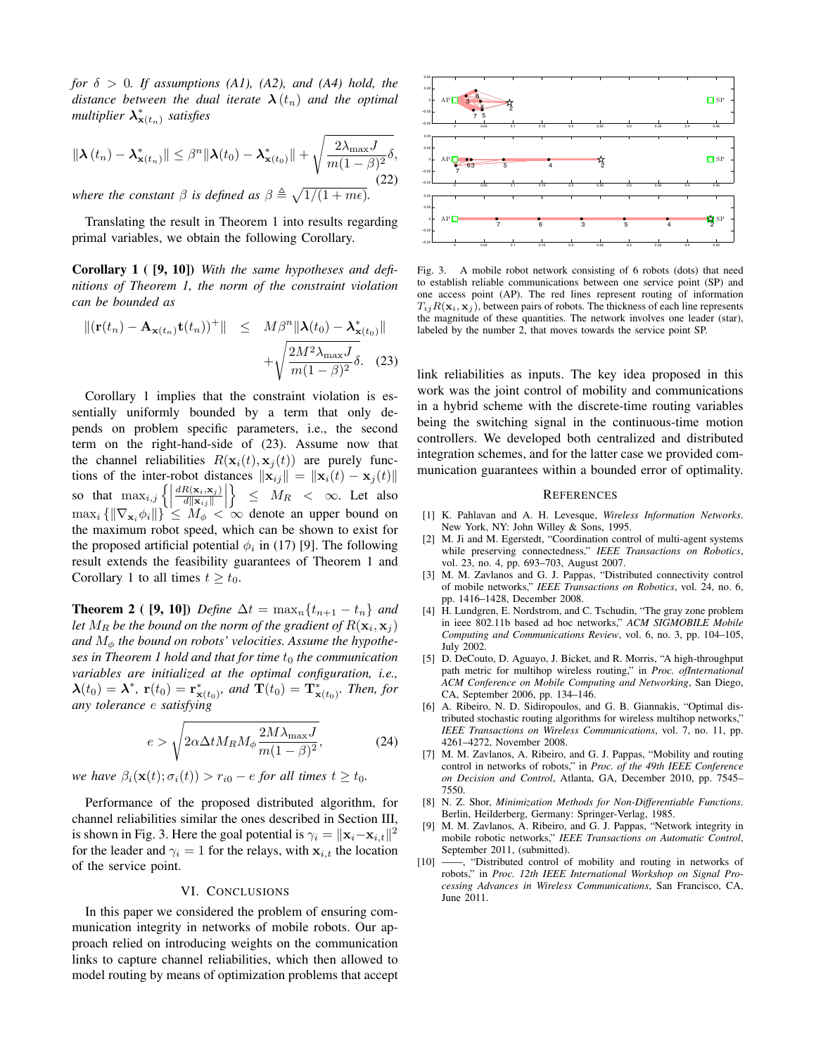*for $\delta > 0$. If assumptions (A1), (A2), and (A4) hold, the distance between the dual iterate $\boldsymbol{\lambda}(t_n)$ and the optimal multiplier $\boldsymbol{\lambda}^*_{\mathbf{x}(t_n)}$ satisfies*

$$\|\boldsymbol{\lambda}(t_n) - \boldsymbol{\lambda}^*_{\mathbf{x}(t_n)}\| \leq \beta^n \|\boldsymbol{\lambda}(t_0) - \boldsymbol{\lambda}^*_{\mathbf{x}(t_0)}\| + \sqrt{\frac{2\lambda_{\max} J}{m(1-\beta)^2}}\delta, \tag{22}$$

*where the constant $\beta$ is defined as $\beta \triangleq \sqrt{1/(1+m\epsilon)}$.*

Translating the result in Theorem 1 into results regarding primal variables, we obtain the following Corollary.

**Corollary 1 ( [9, 10])** *With the same hypotheses and definitions of Theorem 1, the norm of the constraint violation can be bounded as*

$$\|(\mathbf{r}(t_n) - \mathbf{A}_{\mathbf{x}(t_n)}\mathbf{t}(t_n))^+\| \leq M\beta^n \|\boldsymbol{\lambda}(t_0) - \boldsymbol{\lambda}^*_{\mathbf{x}(t_0)}\| + \sqrt{\frac{2M^2\lambda_{\max} J}{m(1-\beta)^2}}\delta. \tag{23}$$

Corollary 1 implies that the constraint violation is essentially uniformly bounded by a term that only depends on problem specific parameters, i.e., the second term on the right-hand-side of (23). Assume now that the channel reliabilities $R(\mathbf{x}_i(t), \mathbf{x}_j(t))$ are purely functions of the inter-robot distances $\|\mathbf{x}_{ij}\| = \|\mathbf{x}_i(t) - \mathbf{x}_j(t)\|$ so that $\max_{i,j}\left\{\left|\frac{dR(\mathbf{x}_i,\mathbf{x}_j)}{d\|\mathbf{x}_{ij}\|}\right|\right\} \leq M_R < \infty$. Let also $\max_i\{\|\nabla_{\mathbf{x}_i}\phi_i\|\} \leq M_\phi < \infty$ denote an upper bound on the maximum robot speed, which can be shown to exist for the proposed artificial potential $\phi_i$ in (17) [9]. The following result extends the feasibility guarantees of Theorem 1 and Corollary 1 to all times $t \geq t_0$.

**Theorem 2 ( [9, 10])** *Define $\Delta t = \max_n\{t_{n+1} - t_n\}$ and let $M_R$ be the bound on the norm of the gradient of $R(\mathbf{x}_i, \mathbf{x}_j)$ and $M_\phi$ the bound on robots' velocities. Assume the hypotheses in Theorem 1 hold and that for time $t_0$ the communication variables are initialized at the optimal configuration, i.e., $\boldsymbol{\lambda}(t_0) = \boldsymbol{\lambda}^*$, $\mathbf{r}(t_0) = \mathbf{r}^*_{\mathbf{x}(t_0)}$, and $\mathbf{T}(t_0) = \mathbf{T}^*_{\mathbf{x}(t_0)}$. Then, for any tolerance $e$ satisfying*

$$e > \sqrt{2\alpha\Delta t M_R M_\phi \frac{2M\lambda_{\max} J}{m(1-\beta)^2}}, \tag{24}$$

*we have $\beta_i(\mathbf{x}(t); \sigma_i(t)) > r_{i0} - e$ for all times $t \geq t_0$.*

Performance of the proposed distributed algorithm, for channel reliabilities similar the ones described in Section III, is shown in Fig. 3. Here the goal potential is $\gamma_i = \|\mathbf{x}_i - \mathbf{x}_{i,t}\|^2$ for the leader and $\gamma_i = 1$ for the relays, with $\mathbf{x}_{i,t}$ the location of the service point.

AP SP 3 6 2 4 7 5
AP SP 7 6 3 5 4 2
AP SP 7 6 3 5 4 2
0 0.05 0.1 0.15 0.2 0.25 0.3 0.35 0.4 0.45

Fig. 3. A mobile robot network consisting of 6 robots (dots) that need to establish reliable communications between one service point (SP) and one access point (AP). The red lines represent routing of information $T_{ij}R(\mathbf{x}_i, \mathbf{x}_j)$, between pairs of robots. The thickness of each line represents the magnitude of these quantities. The network involves one leader (star), labeled by the number 2, that moves towards the service point SP.

## VI. Conclusions

In this paper we considered the problem of ensuring communication integrity in networks of mobile robots. Our approach relied on introducing weights on the communication links to capture channel reliabilities, which then allowed to model routing by means of optimization problems that accept link reliabilities as inputs. The key idea proposed in this work was the joint control of mobility and communications in a hybrid scheme with the discrete-time routing variables being the switching signal in the continuous-time motion controllers. We developed both centralized and distributed integration schemes, and for the latter case we provided communication guarantees within a bounded error of optimality.

## References

[1] K. Pahlavan and A. H. Levesque, *Wireless Information Networks*. New York, NY: John Willey & Sons, 1995.

[2] M. Ji and M. Egerstedt, "Coordination control of multi-agent systems while preserving connectedness," *IEEE Transactions on Robotics*, vol. 23, no. 4, pp. 693–703, August 2007.

[3] M. M. Zavlanos and G. J. Pappas, "Distributed connectivity control of mobile networks," *IEEE Transactions on Robotics*, vol. 24, no. 6, pp. 1416–1428, December 2008.

[4] H. Lundgren, E. Nordstrom, and C. Tschudin, "The gray zone problem in ieee 802.11b based ad hoc networks," *ACM SIGMOBILE Mobile Computing and Communications Review*, vol. 6, no. 3, pp. 104–105, July 2002.

[5] D. DeCouto, D. Aguayo, J. Bicket, and R. Morris, "A high-throughput path metric for multihop wireless routing," in *Proc. ofInternational ACM Conference on Mobile Computing and Networking*, San Diego, CA, September 2006, pp. 134–146.

[6] A. Ribeiro, N. D. Sidiropoulos, and G. B. Giannakis, "Optimal distributed stochastic routing algorithms for wireless multihop networks," *IEEE Transactions on Wireless Communications*, vol. 7, no. 11, pp. 4261–4272, November 2008.

[7] M. M. Zavlanos, A. Ribeiro, and G. J. Pappas, "Mobility and routing control in networks of robots," in *Proc. of the 49th IEEE Conference on Decision and Control*, Atlanta, GA, December 2010, pp. 7545–7550.

[8] N. Z. Shor, *Minimization Methods for Non-Differentiable Functions*. Berlin, Heilderberg, Germany: Springer-Verlag, 1985.

[9] M. M. Zavlanos, A. Ribeiro, and G. J. Pappas, "Network integrity in mobile robotic networks," *IEEE Transactions on Automatic Control*, September 2011, (submitted).

[10] ——, "Distributed control of mobility and routing in networks of robots," in *Proc. 12th IEEE International Workshop on Signal Processing Advances in Wireless Communications*, San Francisco, CA, June 2011.